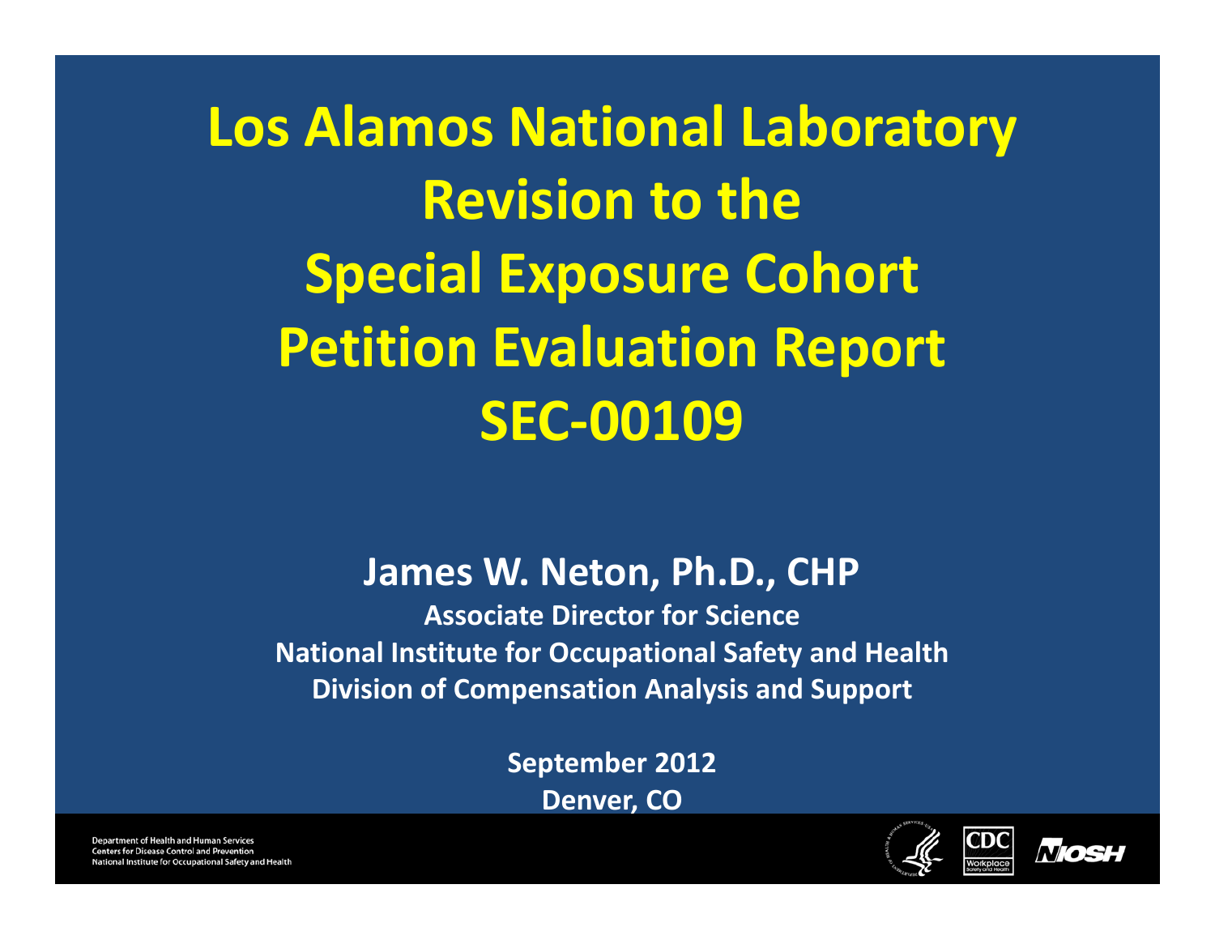# Los Alamos National Laboratory Revision to the Special Exposure Cohort Petition Evaluation Report SEC-00109

**James W. Neton, Ph.D., CHP**

**Associate Director for Science**

**National Institute for Occupational Safety and Health**

**Division of Compensation Analysis and Support**

**September 2012**

**Denver, CO**

Department of Health and Human Services
Centers for Disease Control and Prevention
National Institute for Occupational Safety and Health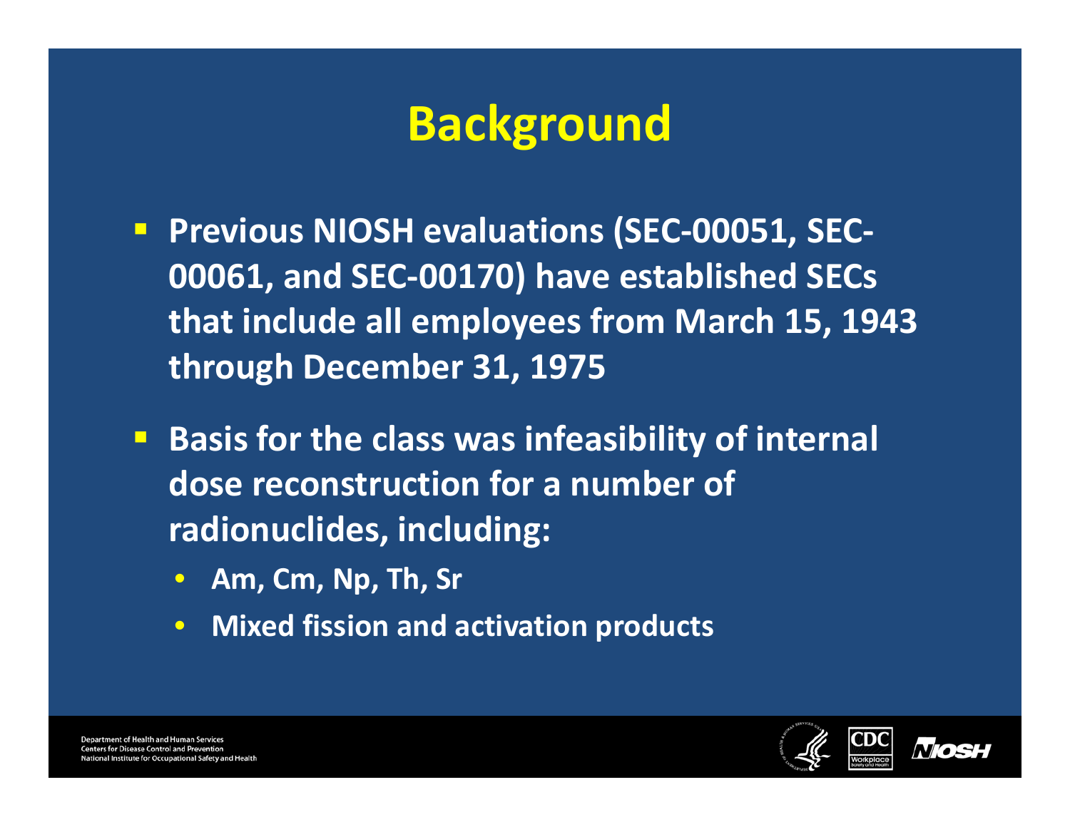# Background

- Previous NIOSH evaluations (SEC-00051, SEC-00061, and SEC-00170) have established SECs that include all employees from March 15, 1943 through December 31, 1975
- Basis for the class was infeasibility of internal dose reconstruction for a number of radionuclides, including:
  - Am, Cm, Np, Th, Sr
  - Mixed fission and activation products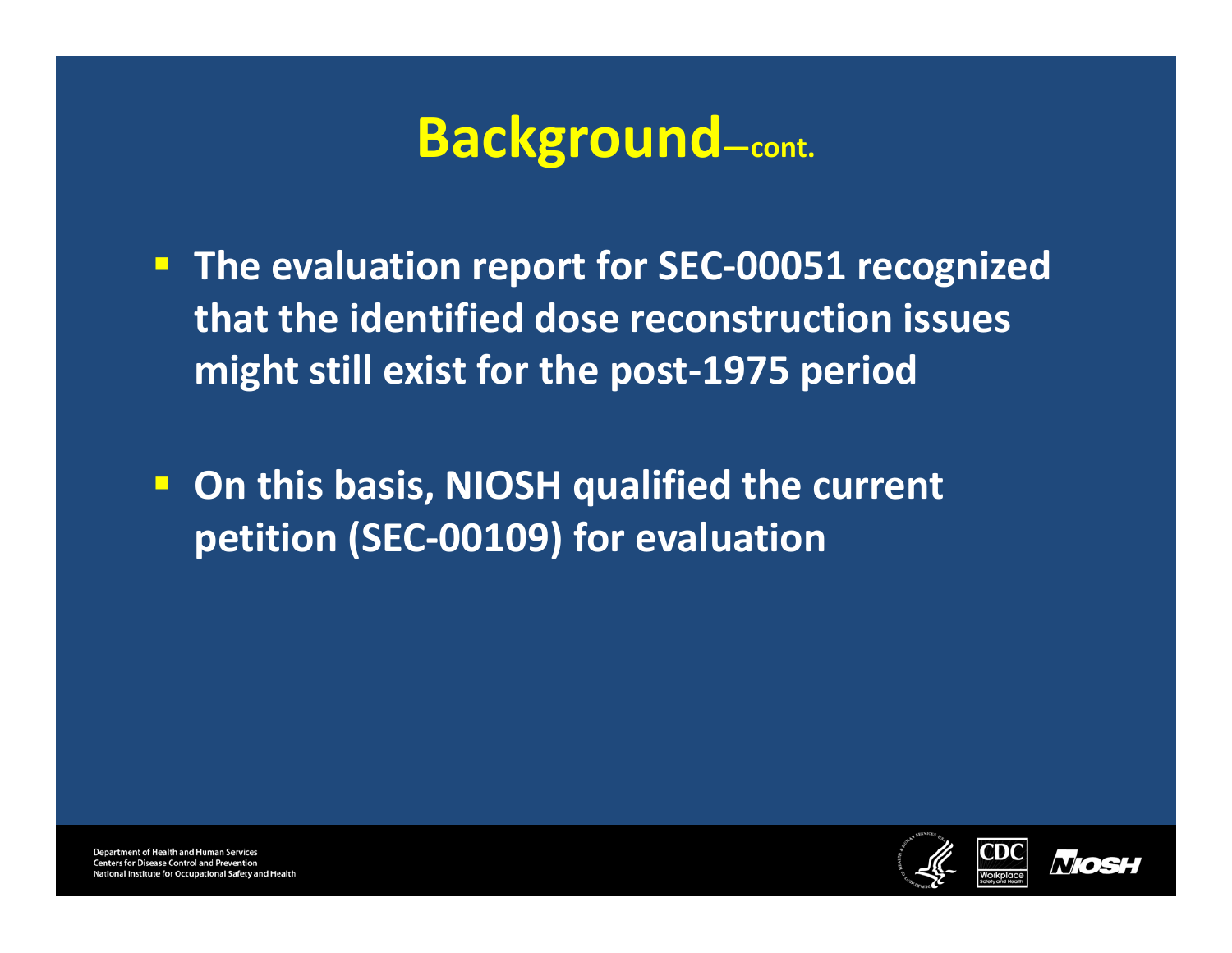# Background—cont.

- The evaluation report for SEC-00051 recognized that the identified dose reconstruction issues might still exist for the post-1975 period
- On this basis, NIOSH qualified the current petition (SEC-00109) for evaluation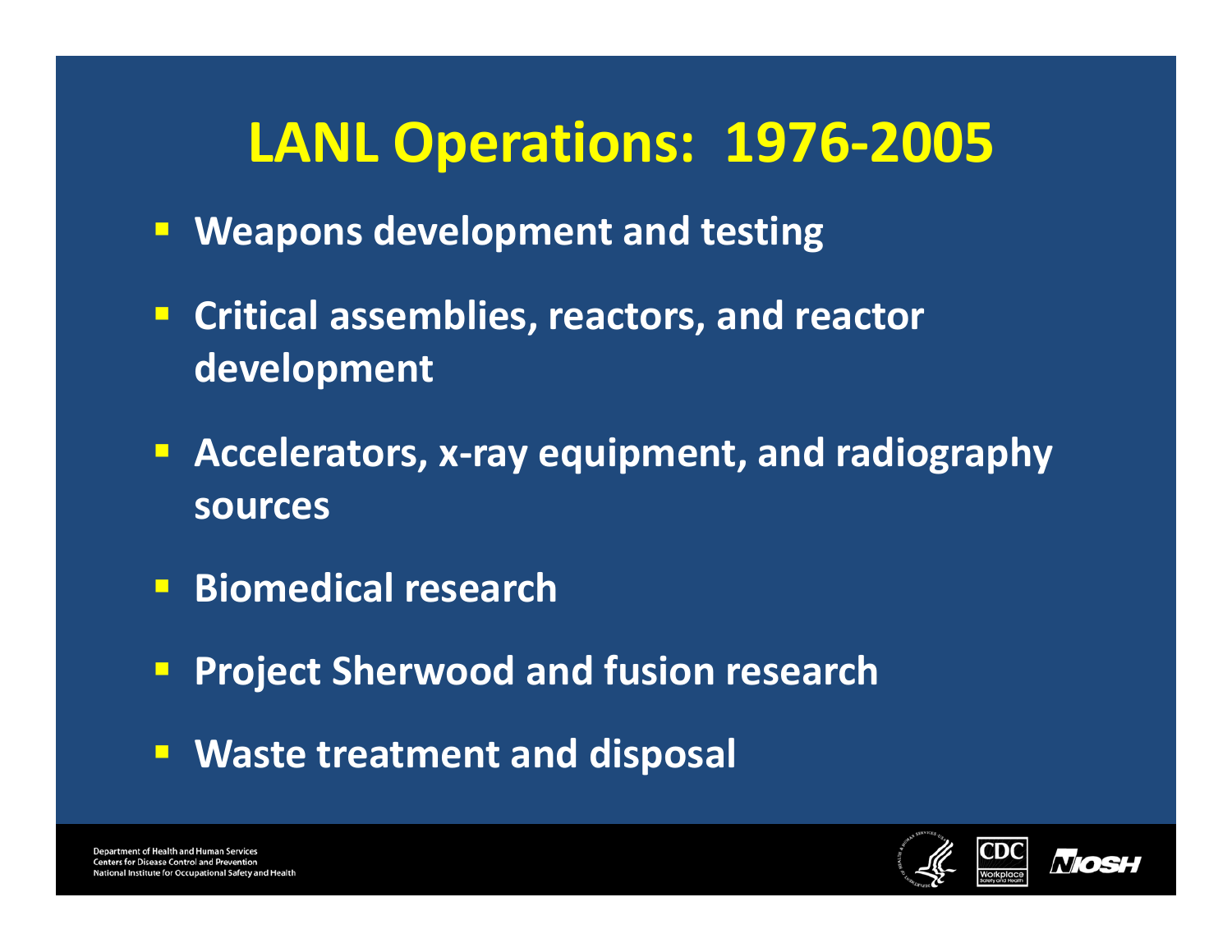# LANL Operations: 1976-2005

- **Weapons development and testing**
- **Critical assemblies, reactors, and reactor development**
- **Accelerators, x-ray equipment, and radiography sources**
- **Biomedical research**
- **Project Sherwood and fusion research**
- **Waste treatment and disposal**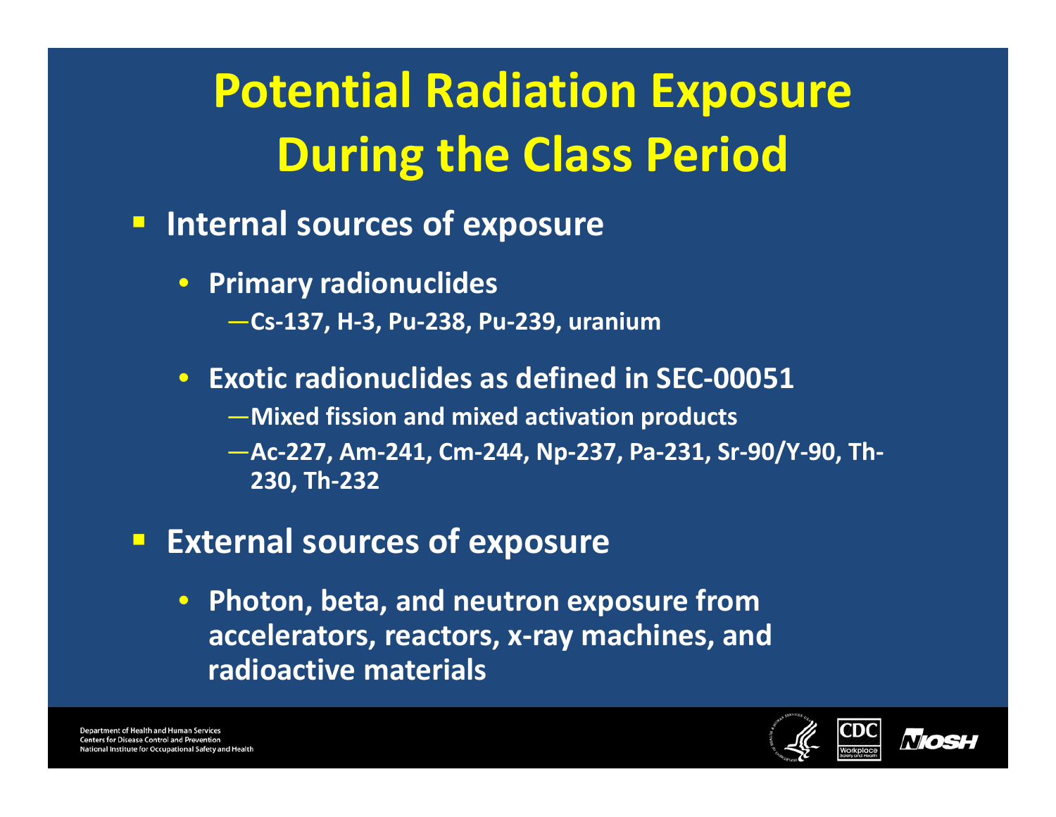# Potential Radiation Exposure During the Class Period

- **Internal sources of exposure**
  - **Primary radionuclides**
    - —Cs-137, H-3, Pu-238, Pu-239, uranium
  - **Exotic radionuclides as defined in SEC-00051**
    - —Mixed fission and mixed activation products
    - —Ac-227, Am-241, Cm-244, Np-237, Pa-231, Sr-90/Y-90, Th-230, Th-232
- **External sources of exposure**
  - **Photon, beta, and neutron exposure from accelerators, reactors, x-ray machines, and radioactive materials**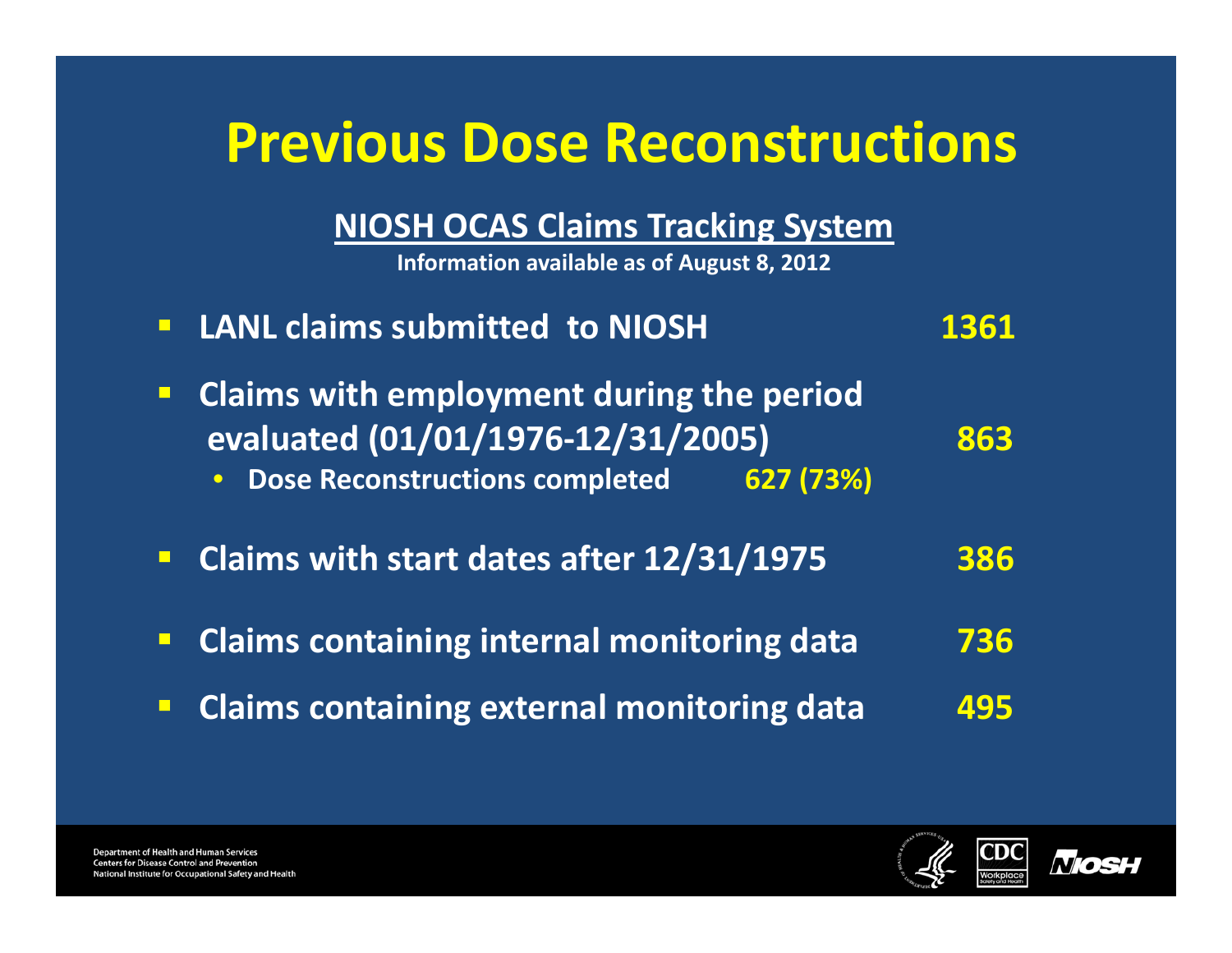# Previous Dose Reconstructions

**NIOSH OCAS Claims Tracking System**

**Information available as of August 8, 2012**

- **LANL claims submitted to NIOSH** — **1361**
- **Claims with employment during the period evaluated (01/01/1976-12/31/2005)** — **863**
  - **Dose Reconstructions completed** — **627 (73%)**
- **Claims with start dates after 12/31/1975** — **386**
- **Claims containing internal monitoring data** — **736**
- **Claims containing external monitoring data** — **495**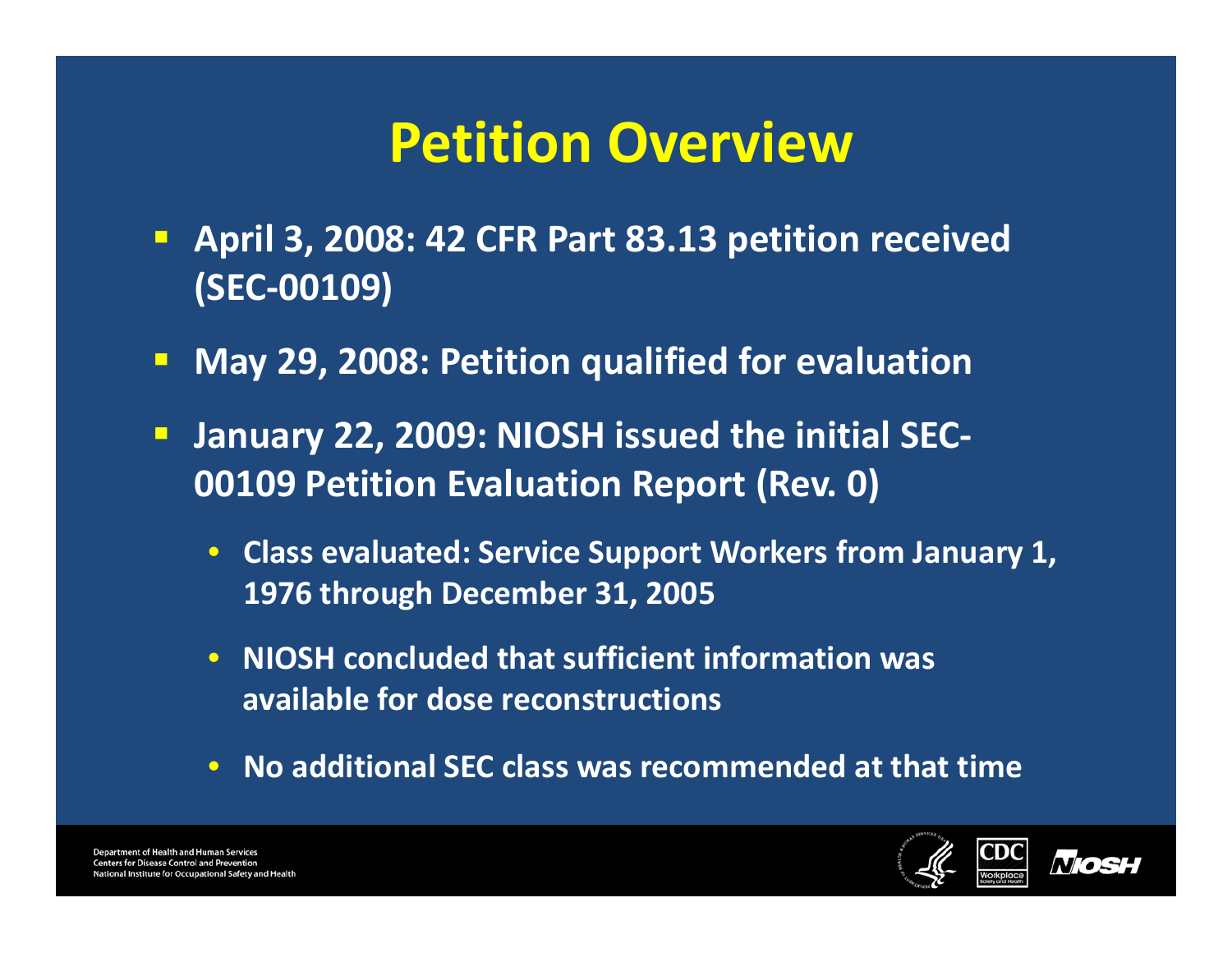# Petition Overview

- **April 3, 2008: 42 CFR Part 83.13 petition received (SEC-00109)**
- **May 29, 2008: Petition qualified for evaluation**
- **January 22, 2009: NIOSH issued the initial SEC-00109 Petition Evaluation Report (Rev. 0)**
  - **Class evaluated: Service Support Workers from January 1, 1976 through December 31, 2005**
  - **NIOSH concluded that sufficient information was available for dose reconstructions**
  - **No additional SEC class was recommended at that time**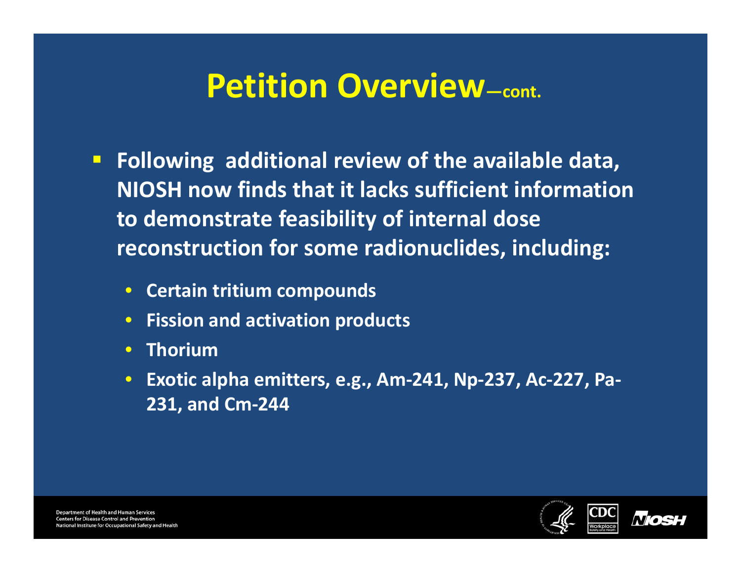# Petition Overview—cont.

- Following additional review of the available data, NIOSH now finds that it lacks sufficient information to demonstrate feasibility of internal dose reconstruction for some radionuclides, including:
  - Certain tritium compounds
  - Fission and activation products
  - Thorium
  - Exotic alpha emitters, e.g., Am-241, Np-237, Ac-227, Pa-231, and Cm-244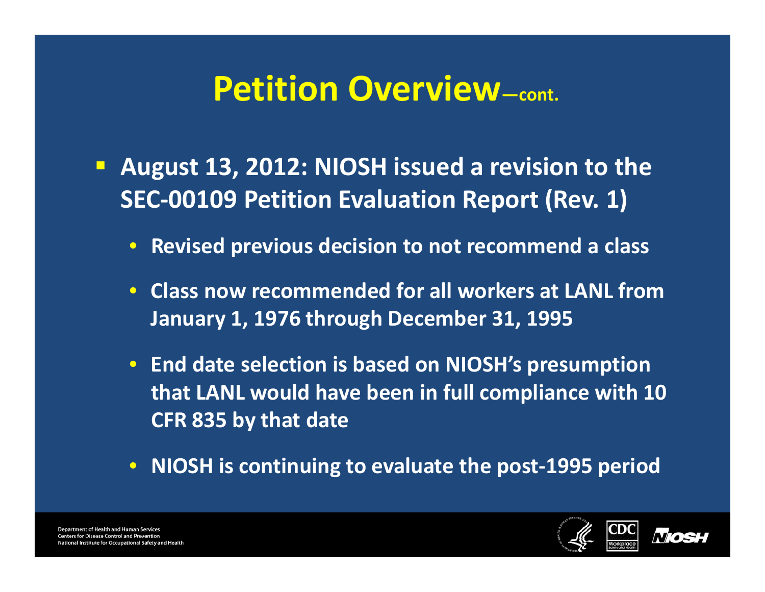# Petition Overview—cont.

- **August 13, 2012: NIOSH issued a revision to the SEC-00109 Petition Evaluation Report (Rev. 1)**
  - **Revised previous decision to not recommend a class**
  - **Class now recommended for all workers at LANL from January 1, 1976 through December 31, 1995**
  - **End date selection is based on NIOSH's presumption that LANL would have been in full compliance with 10 CFR 835 by that date**
  - **NIOSH is continuing to evaluate the post-1995 period**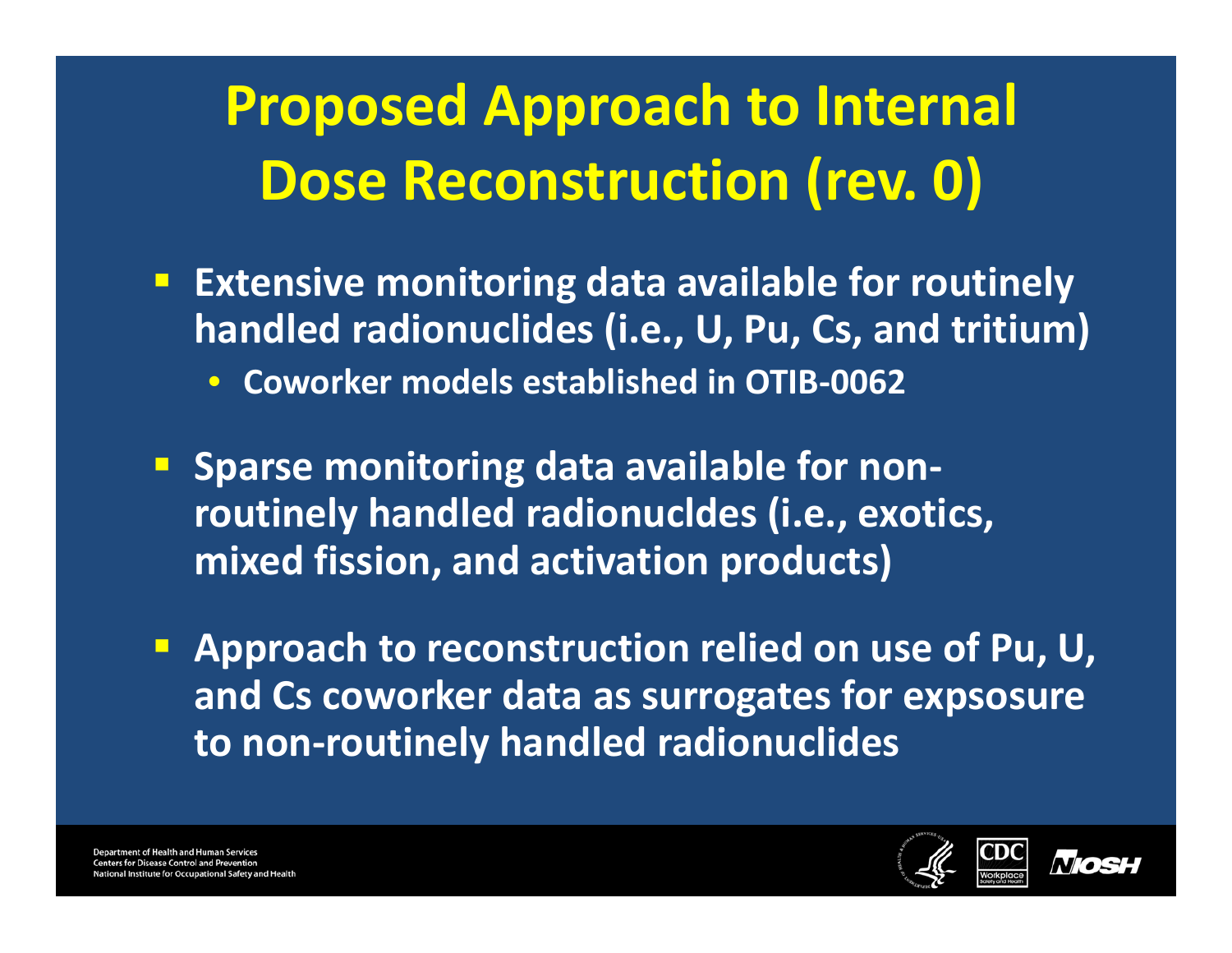# Proposed Approach to Internal Dose Reconstruction (rev. 0)

- Extensive monitoring data available for routinely handled radionuclides (i.e., U, Pu, Cs, and tritium)
  - Coworker models established in OTIB-0062
- Sparse monitoring data available for non-routinely handled radionucldes (i.e., exotics, mixed fission, and activation products)
- Approach to reconstruction relied on use of Pu, U, and Cs coworker data as surrogates for expsosure to non-routinely handled radionuclides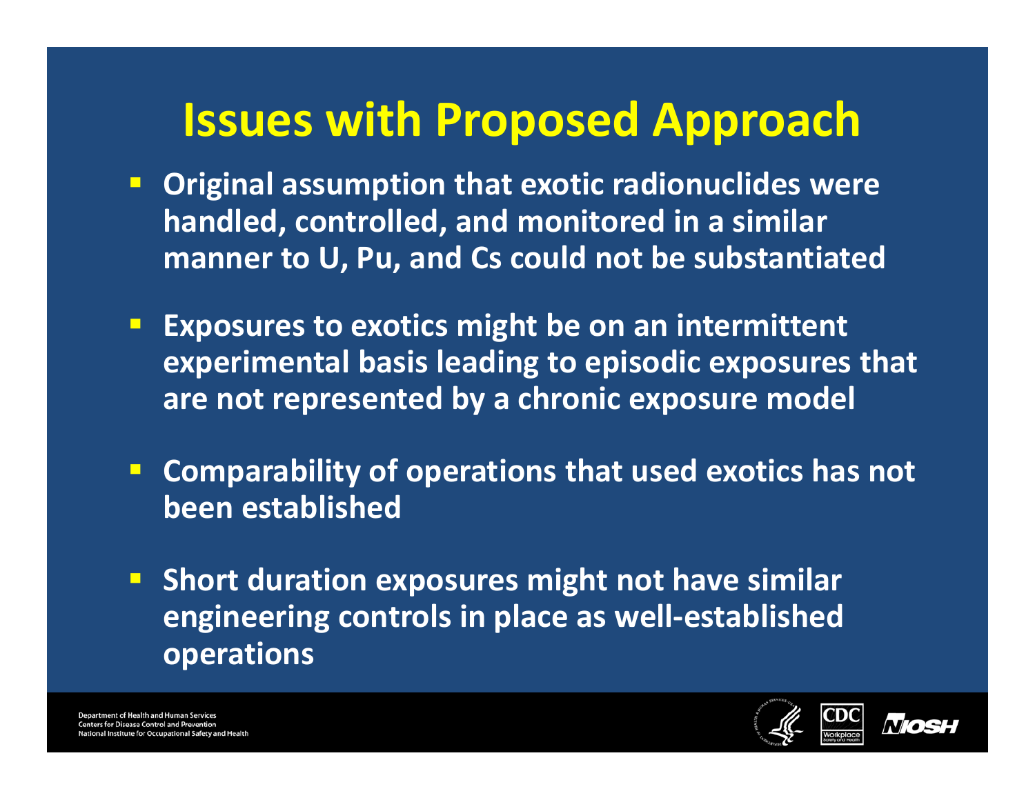# Issues with Proposed Approach

- Original assumption that exotic radionuclides were handled, controlled, and monitored in a similar manner to U, Pu, and Cs could not be substantiated
- Exposures to exotics might be on an intermittent experimental basis leading to episodic exposures that are not represented by a chronic exposure model
- Comparability of operations that used exotics has not been established
- Short duration exposures might not have similar engineering controls in place as well-established operations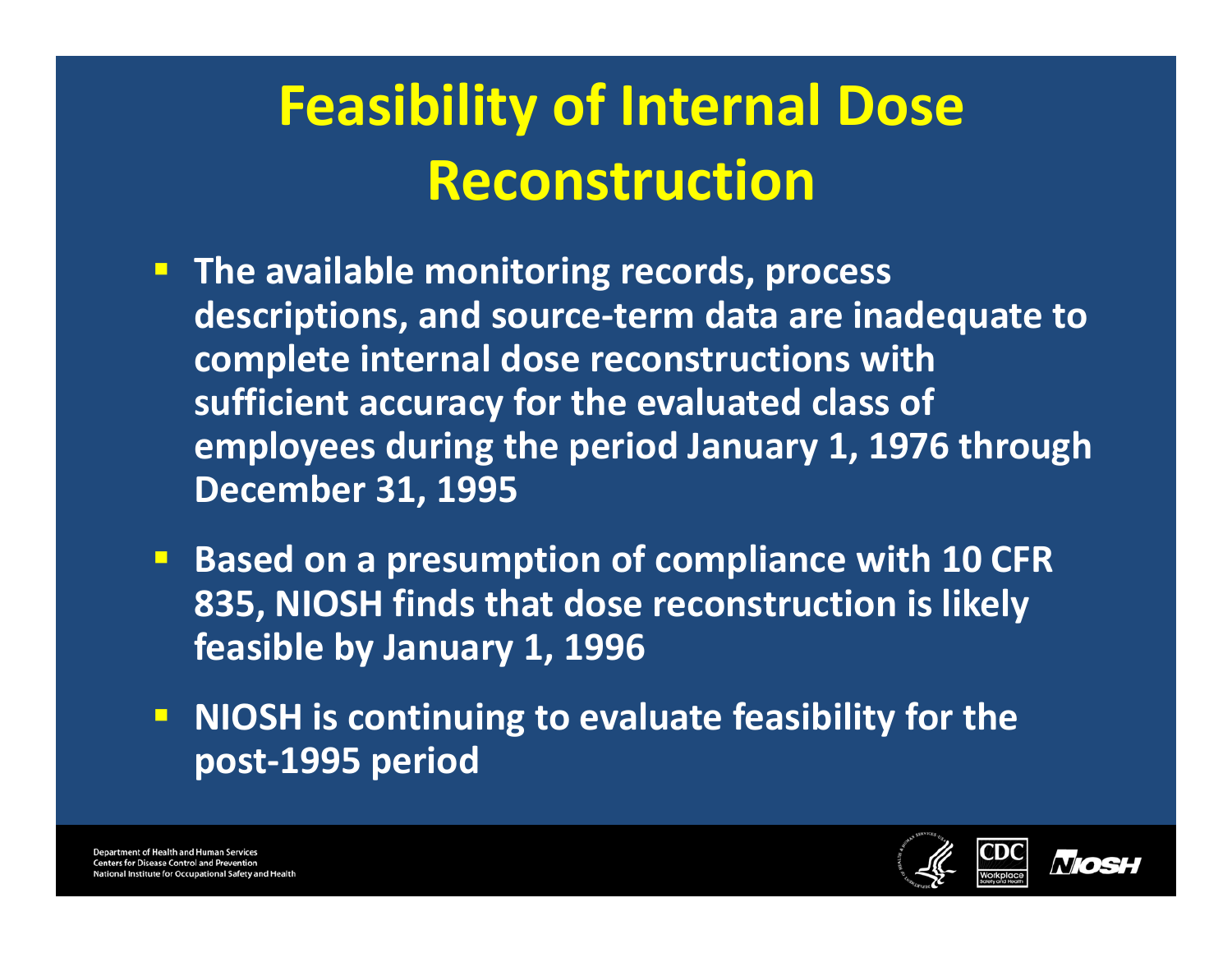# Feasibility of Internal Dose Reconstruction

- The available monitoring records, process descriptions, and source-term data are inadequate to complete internal dose reconstructions with sufficient accuracy for the evaluated class of employees during the period January 1, 1976 through December 31, 1995
- Based on a presumption of compliance with 10 CFR 835, NIOSH finds that dose reconstruction is likely feasible by January 1, 1996
- NIOSH is continuing to evaluate feasibility for the post-1995 period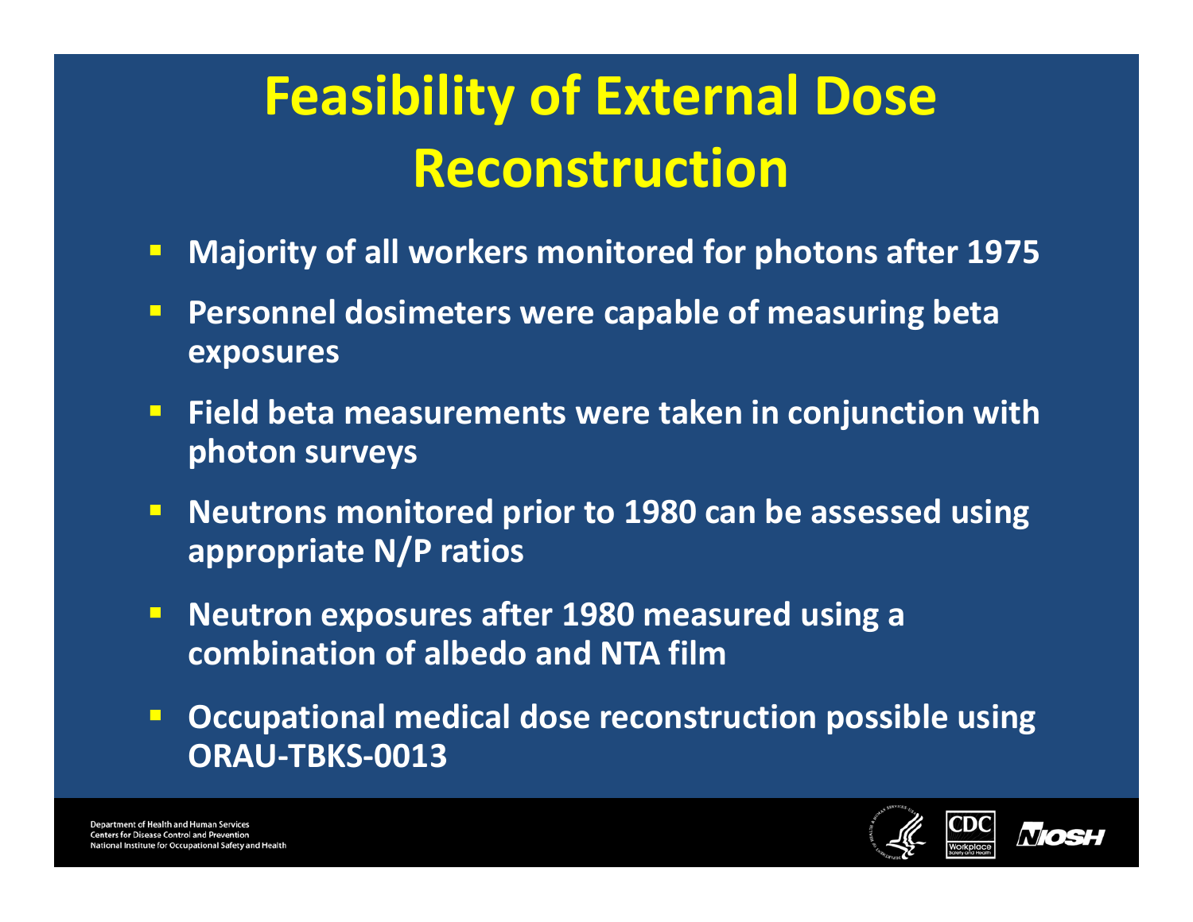# Feasibility of External Dose Reconstruction

- **Majority of all workers monitored for photons after 1975**
- **Personnel dosimeters were capable of measuring beta exposures**
- **Field beta measurements were taken in conjunction with photon surveys**
- **Neutrons monitored prior to 1980 can be assessed using appropriate N/P ratios**
- **Neutron exposures after 1980 measured using a combination of albedo and NTA film**
- **Occupational medical dose reconstruction possible using ORAU-TBKS-0013**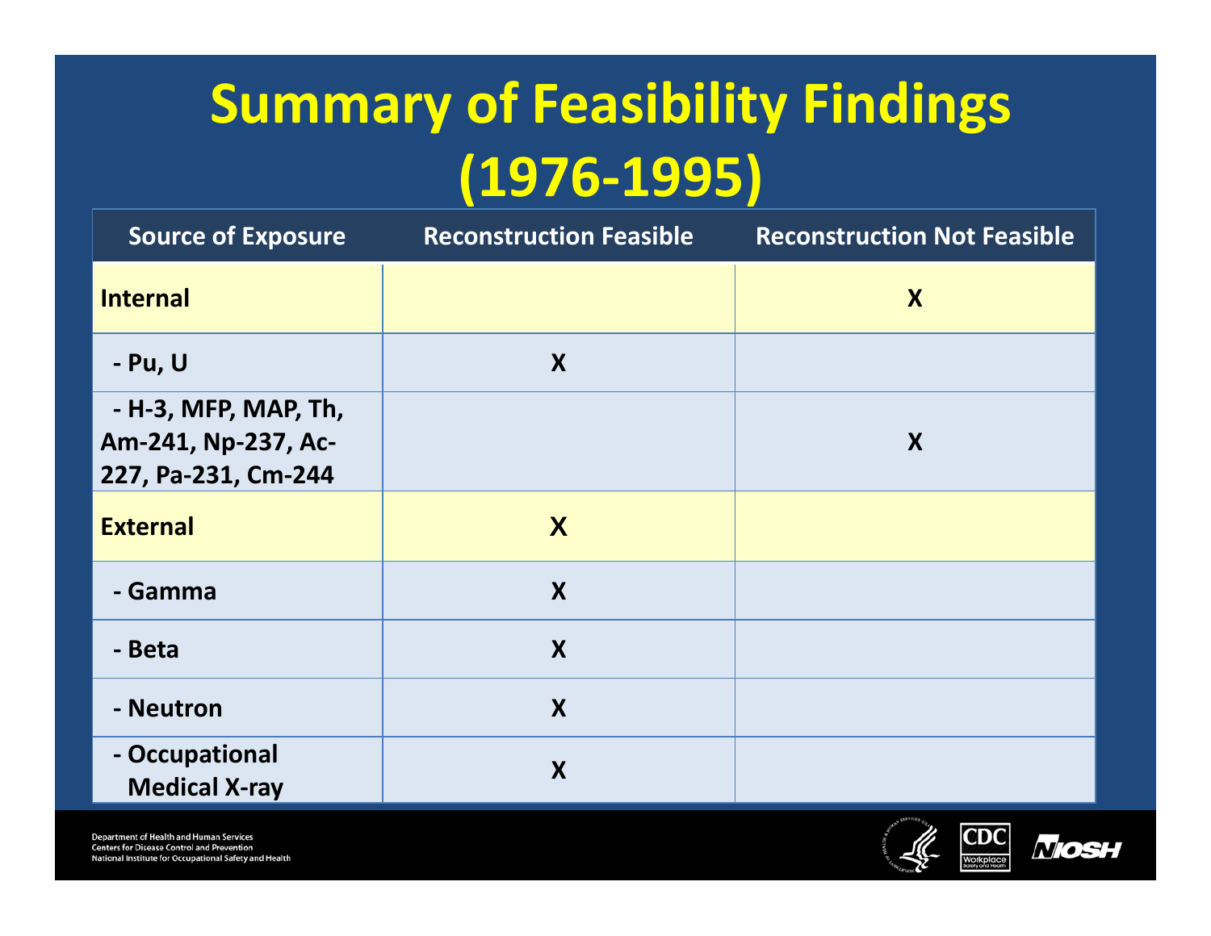# Summary of Feasibility Findings (1976-1995)

| Source of Exposure | Reconstruction Feasible | Reconstruction Not Feasible |
|---|---|---|
| **Internal** | | X |
| - Pu, U | X | |
| - H-3, MFP, MAP, Th, Am-241, Np-237, Ac-227, Pa-231, Cm-244 | | X |
| **External** | X | |
| - Gamma | X | |
| - Beta | X | |
| - Neutron | X | |
| - Occupational Medical X-ray | X | |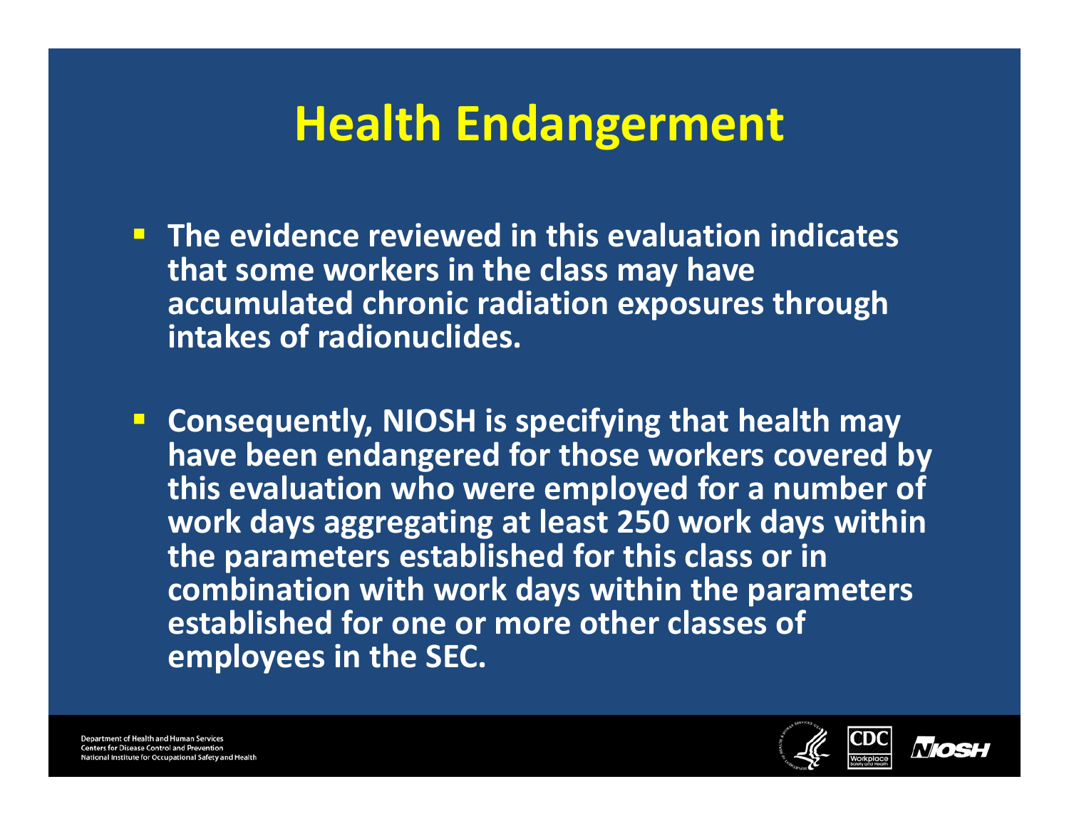# Health Endangerment

- The evidence reviewed in this evaluation indicates that some workers in the class may have accumulated chronic radiation exposures through intakes of radionuclides.
- Consequently, NIOSH is specifying that health may have been endangered for those workers covered by this evaluation who were employed for a number of work days aggregating at least 250 work days within the parameters established for this class or in combination with work days within the parameters established for one or more other classes of employees in the SEC.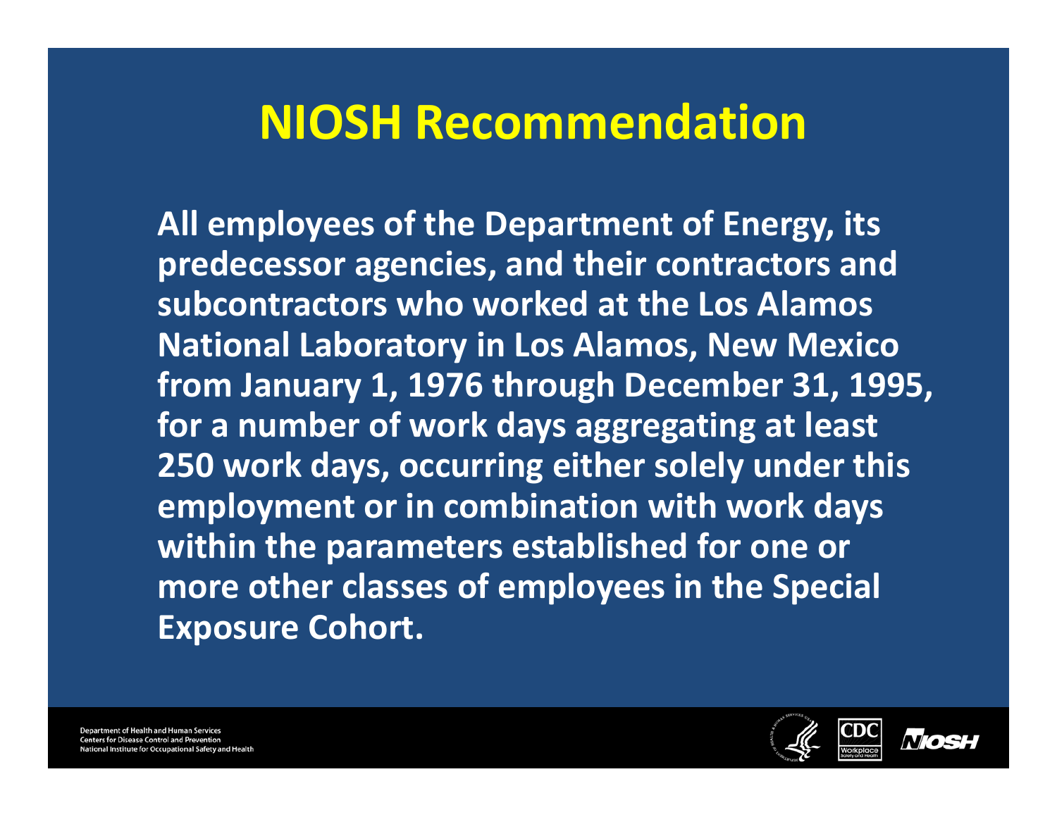# NIOSH Recommendation

**All employees of the Department of Energy, its predecessor agencies, and their contractors and subcontractors who worked at the Los Alamos National Laboratory in Los Alamos, New Mexico from January 1, 1976 through December 31, 1995, for a number of work days aggregating at least 250 work days, occurring either solely under this employment or in combination with work days within the parameters established for one or more other classes of employees in the Special Exposure Cohort.**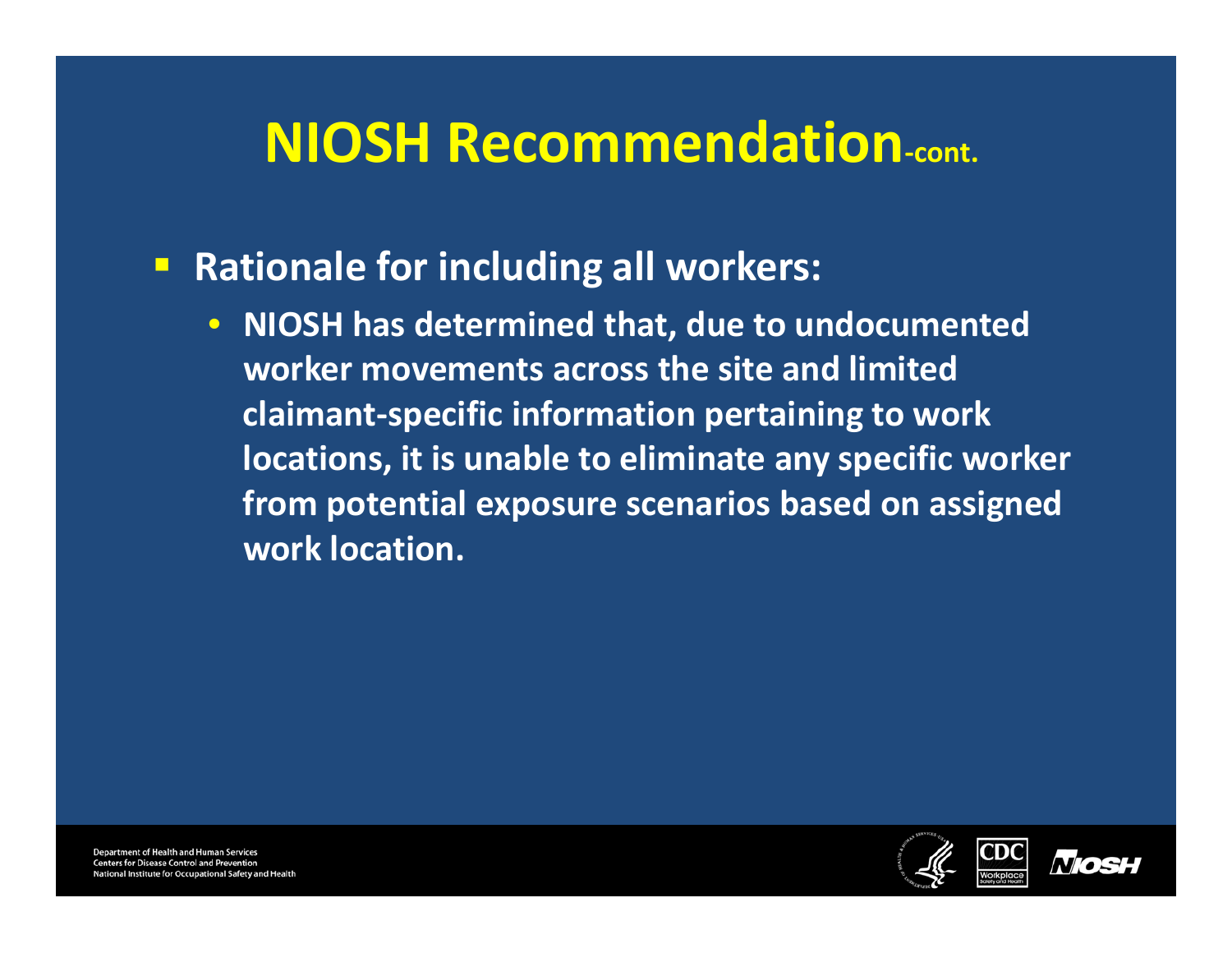# NIOSH Recommendation-cont.

- **Rationale for including all workers:**
  - **NIOSH has determined that, due to undocumented worker movements across the site and limited claimant-specific information pertaining to work locations, it is unable to eliminate any specific worker from potential exposure scenarios based on assigned work location.**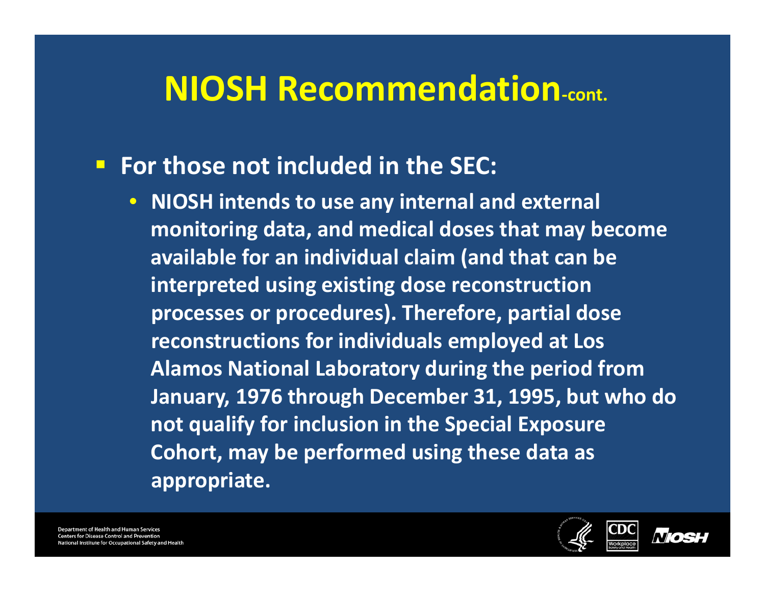# NIOSH Recommendation-cont.

- **For those not included in the SEC:**
  - **NIOSH intends to use any internal and external monitoring data, and medical doses that may become available for an individual claim (and that can be interpreted using existing dose reconstruction processes or procedures). Therefore, partial dose reconstructions for individuals employed at Los Alamos National Laboratory during the period from January, 1976 through December 31, 1995, but who do not qualify for inclusion in the Special Exposure Cohort, may be performed using these data as appropriate.**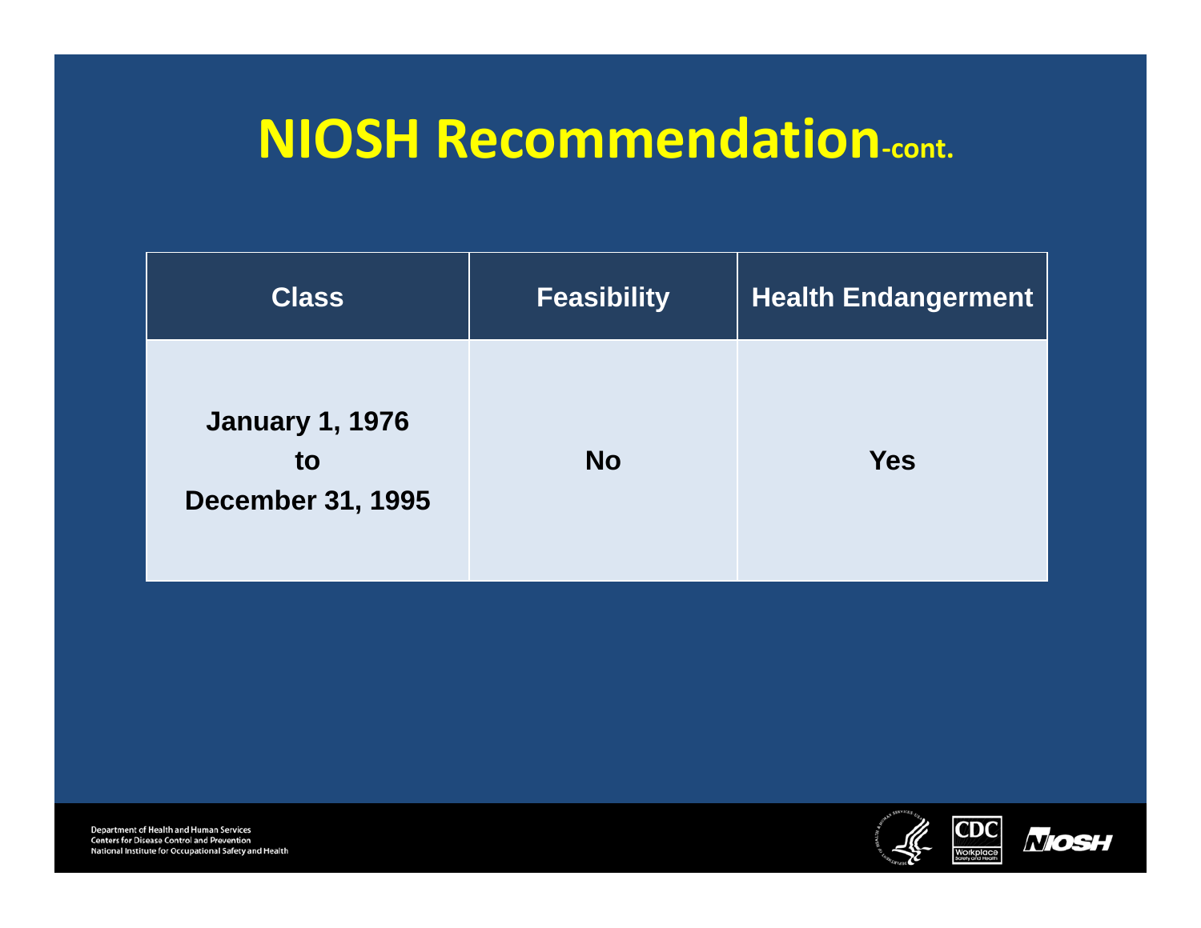# NIOSH Recommendation-cont.

| Class | Feasibility | Health Endangerment |
|---|---|---|
| January 1, 1976 to December 31, 1995 | No | Yes |